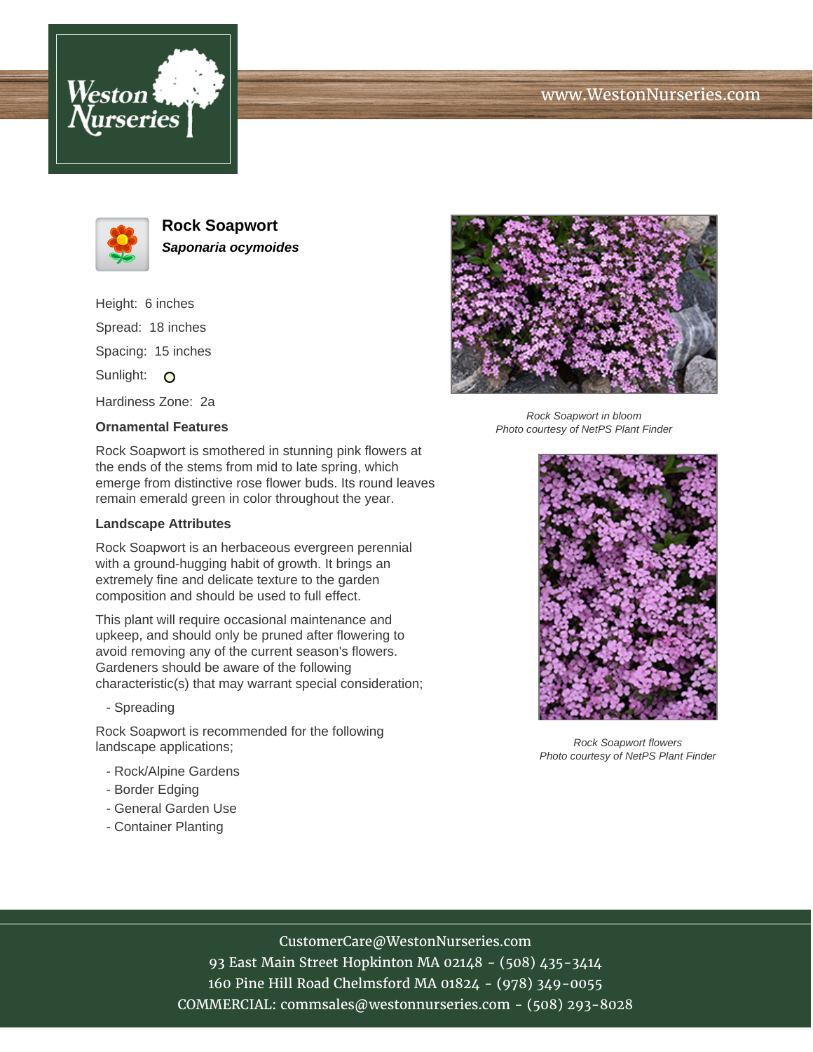# Rock Soapwort

***Saponaria ocymoides***

Height: 6 inches

Spread: 18 inches

Spacing: 15 inches

Sunlight: O

Hardiness Zone: 2a

### Ornamental Features

Rock Soapwort is smothered in stunning pink flowers at the ends of the stems from mid to late spring, which emerge from distinctive rose flower buds. Its round leaves remain emerald green in color throughout the year.

### Landscape Attributes

Rock Soapwort is an herbaceous evergreen perennial with a ground-hugging habit of growth. It brings an extremely fine and delicate texture to the garden composition and should be used to full effect.

This plant will require occasional maintenance and upkeep, and should only be pruned after flowering to avoid removing any of the current season's flowers. Gardeners should be aware of the following characteristic(s) that may warrant special consideration;

- Spreading

Rock Soapwort is recommended for the following landscape applications;

- Rock/Alpine Gardens
- Border Edging
- General Garden Use
- Container Planting

*Rock Soapwort in bloom*
*Photo courtesy of NetPS Plant Finder*

*Rock Soapwort flowers*
*Photo courtesy of NetPS Plant Finder*

CustomerCare@WestonNurseries.com
93 East Main Street Hopkinton MA 02148 - (508) 435-3414
160 Pine Hill Road Chelmsford MA 01824 - (978) 349-0055
COMMERCIAL: commsales@westonnurseries.com - (508) 293-8028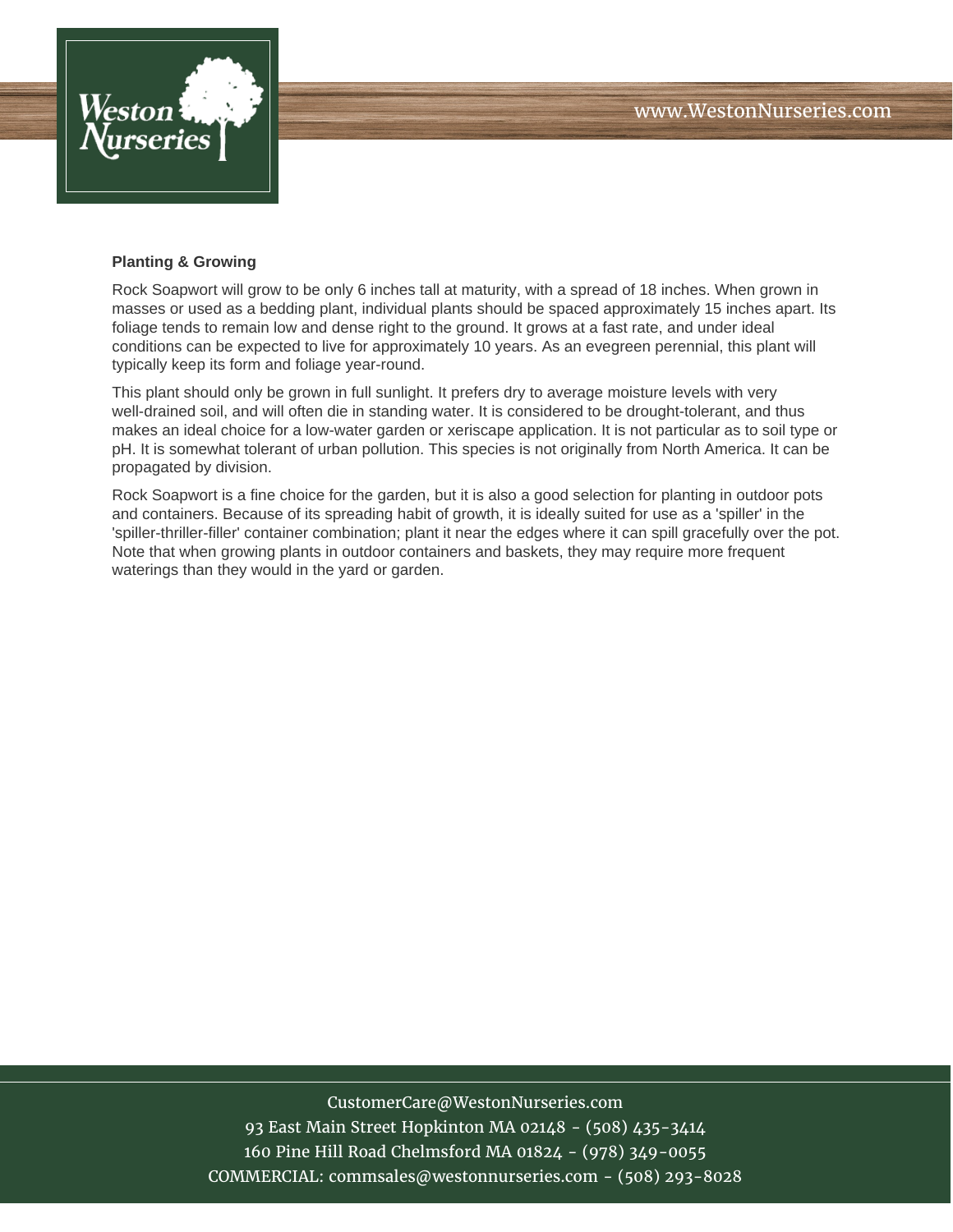**Planting & Growing**

Rock Soapwort will grow to be only 6 inches tall at maturity, with a spread of 18 inches. When grown in masses or used as a bedding plant, individual plants should be spaced approximately 15 inches apart. Its foliage tends to remain low and dense right to the ground. It grows at a fast rate, and under ideal conditions can be expected to live for approximately 10 years. As an evegreen perennial, this plant will typically keep its form and foliage year-round.

This plant should only be grown in full sunlight. It prefers dry to average moisture levels with very well-drained soil, and will often die in standing water. It is considered to be drought-tolerant, and thus makes an ideal choice for a low-water garden or xeriscape application. It is not particular as to soil type or pH. It is somewhat tolerant of urban pollution. This species is not originally from North America. It can be propagated by division.

Rock Soapwort is a fine choice for the garden, but it is also a good selection for planting in outdoor pots and containers. Because of its spreading habit of growth, it is ideally suited for use as a 'spiller' in the 'spiller-thriller-filler' container combination; plant it near the edges where it can spill gracefully over the pot. Note that when growing plants in outdoor containers and baskets, they may require more frequent waterings than they would in the yard or garden.